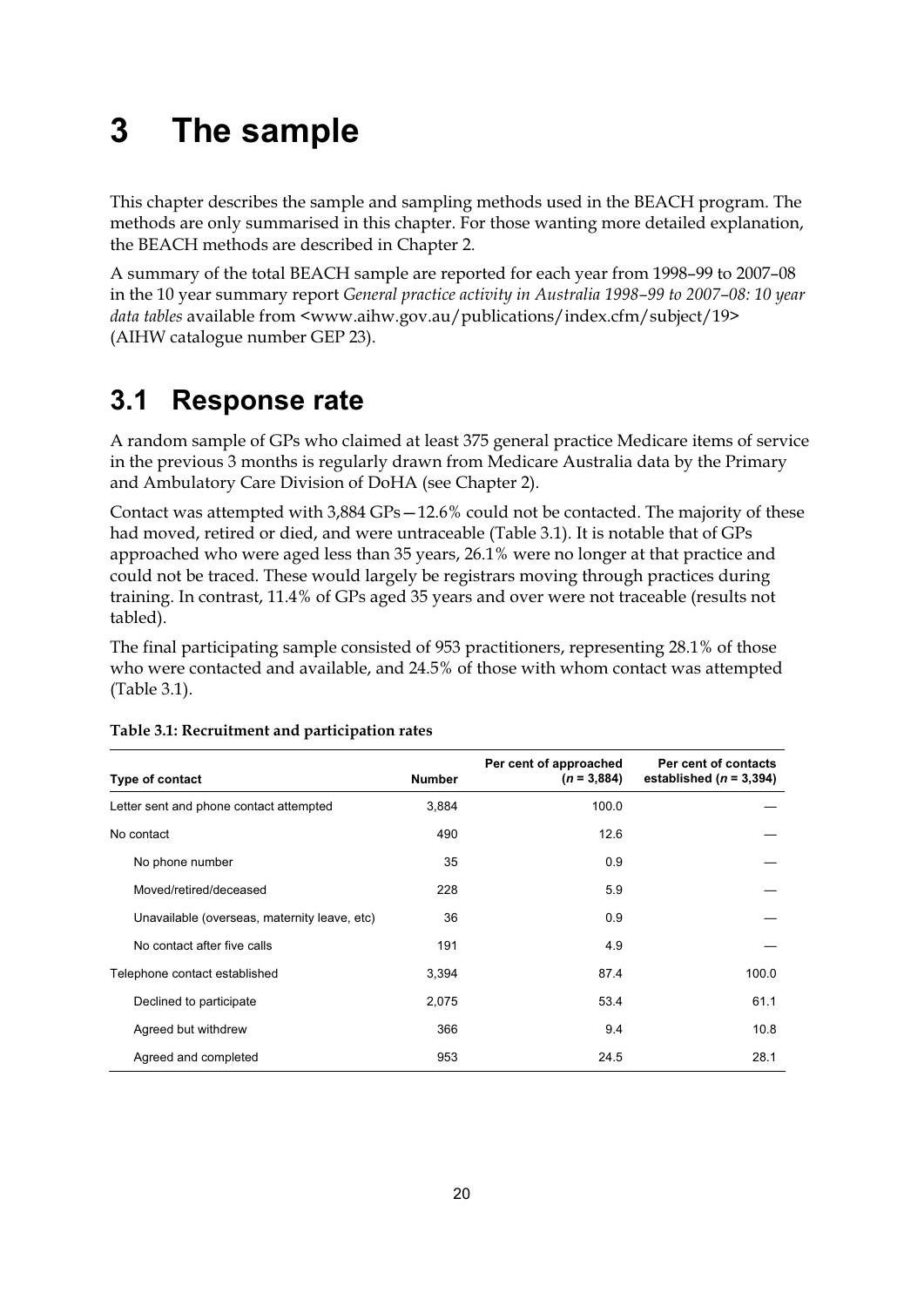# 3 The sample

This chapter describes the sample and sampling methods used in the BEACH program. The methods are only summarised in this chapter. For those wanting more detailed explanation, the BEACH methods are described in Chapter 2.

A summary of the total BEACH sample are reported for each year from 1998–99 to 2007–08 in the 10 year summary report *General practice activity in Australia 1998–99 to 2007–08: 10 year data tables* available from <www.aihw.gov.au/publications/index.cfm/subject/19> (AIHW catalogue number GEP 23).

## 3.1 Response rate

A random sample of GPs who claimed at least 375 general practice Medicare items of service in the previous 3 months is regularly drawn from Medicare Australia data by the Primary and Ambulatory Care Division of DoHA (see Chapter 2).

Contact was attempted with 3,884 GPs—12.6% could not be contacted. The majority of these had moved, retired or died, and were untraceable (Table 3.1). It is notable that of GPs approached who were aged less than 35 years, 26.1% were no longer at that practice and could not be traced. These would largely be registrars moving through practices during training. In contrast, 11.4% of GPs aged 35 years and over were not traceable (results not tabled).

The final participating sample consisted of 953 practitioners, representing 28.1% of those who were contacted and available, and 24.5% of those with whom contact was attempted (Table 3.1).

**Table 3.1: Recruitment and participation rates**

| Type of contact | Number | Per cent of approached ($n$ = 3,884) | Per cent of contacts established ($n$ = 3,394) |
|---|---|---|---|
| Letter sent and phone contact attempted | 3,884 | 100.0 | — |
| No contact | 490 | 12.6 | — |
| No phone number | 35 | 0.9 | — |
| Moved/retired/deceased | 228 | 5.9 | — |
| Unavailable (overseas, maternity leave, etc) | 36 | 0.9 | — |
| No contact after five calls | 191 | 4.9 | — |
| Telephone contact established | 3,394 | 87.4 | 100.0 |
| Declined to participate | 2,075 | 53.4 | 61.1 |
| Agreed but withdrew | 366 | 9.4 | 10.8 |
| Agreed and completed | 953 | 24.5 | 28.1 |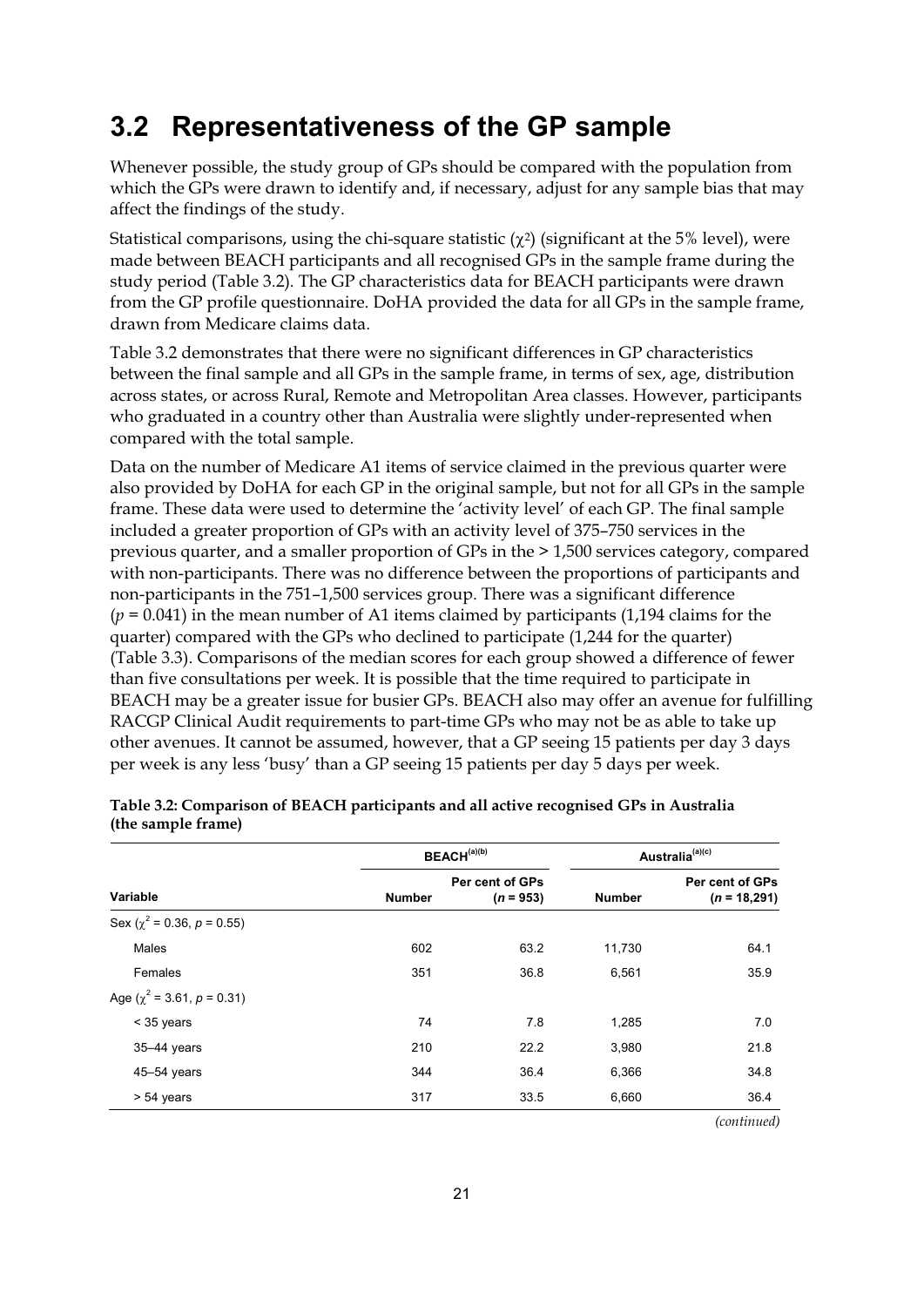## 3.2 Representativeness of the GP sample

Whenever possible, the study group of GPs should be compared with the population from which the GPs were drawn to identify and, if necessary, adjust for any sample bias that may affect the findings of the study.

Statistical comparisons, using the chi-square statistic ($\chi^2$) (significant at the 5% level), were made between BEACH participants and all recognised GPs in the sample frame during the study period (Table 3.2). The GP characteristics data for BEACH participants were drawn from the GP profile questionnaire. DoHA provided the data for all GPs in the sample frame, drawn from Medicare claims data.

Table 3.2 demonstrates that there were no significant differences in GP characteristics between the final sample and all GPs in the sample frame, in terms of sex, age, distribution across states, or across Rural, Remote and Metropolitan Area classes. However, participants who graduated in a country other than Australia were slightly under-represented when compared with the total sample.

Data on the number of Medicare A1 items of service claimed in the previous quarter were also provided by DoHA for each GP in the original sample, but not for all GPs in the sample frame. These data were used to determine the 'activity level' of each GP. The final sample included a greater proportion of GPs with an activity level of 375–750 services in the previous quarter, and a smaller proportion of GPs in the > 1,500 services category, compared with non-participants. There was no difference between the proportions of participants and non-participants in the 751–1,500 services group. There was a significant difference ($p = 0.041$) in the mean number of A1 items claimed by participants (1,194 claims for the quarter) compared with the GPs who declined to participate (1,244 for the quarter) (Table 3.3). Comparisons of the median scores for each group showed a difference of fewer than five consultations per week. It is possible that the time required to participate in BEACH may be a greater issue for busier GPs. BEACH also may offer an avenue for fulfilling RACGP Clinical Audit requirements to part-time GPs who may not be as able to take up other avenues. It cannot be assumed, however, that a GP seeing 15 patients per day 3 days per week is any less 'busy' than a GP seeing 15 patients per day 5 days per week.

**Table 3.2: Comparison of BEACH participants and all active recognised GPs in Australia (the sample frame)**

| | BEACH[(a)(b)] | | Australia[(a)(c)] | |
|---|---|---|---|---|
| Variable | Number | Per cent of GPs ($n$ = 953) | Number | Per cent of GPs ($n$ = 18,291) |
| Sex ($\chi^2 = 0.36$, $p = 0.55$) | | | | |
| Males | 602 | 63.2 | 11,730 | 64.1 |
| Females | 351 | 36.8 | 6,561 | 35.9 |
| Age ($\chi^2 = 3.61$, $p = 0.31$) | | | | |
| < 35 years | 74 | 7.8 | 1,285 | 7.0 |
| 35–44 years | 210 | 22.2 | 3,980 | 21.8 |
| 45–54 years | 344 | 36.4 | 6,366 | 34.8 |
| > 54 years | 317 | 33.5 | 6,660 | 36.4 |

*(continued)*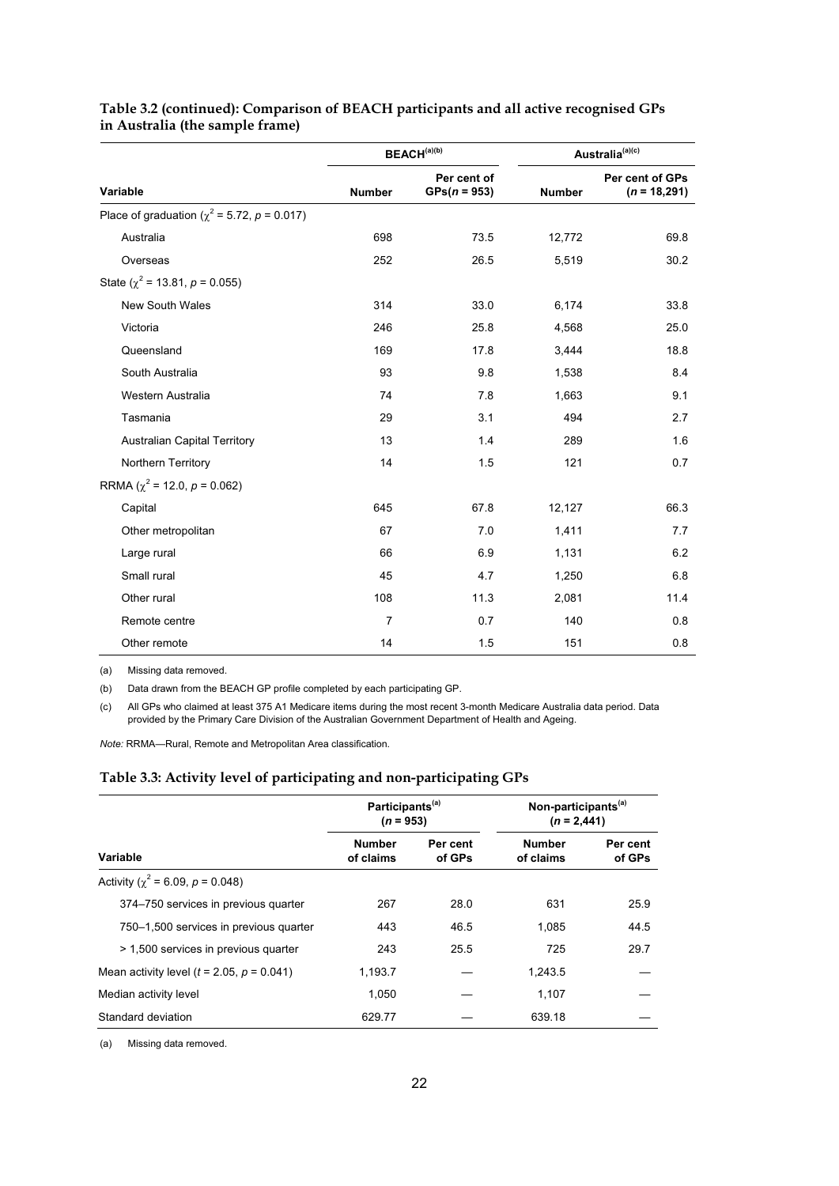**Table 3.2 (continued): Comparison of BEACH participants and all active recognised GPs in Australia (the sample frame)**

| | BEACH[(a)(b)] | | Australia[(a)(c)] | |
|---|---|---|---|---|
| **Variable** | **Number** | **Per cent of GPs($n$ = 953)** | **Number** | **Per cent of GPs ($n$ = 18,291)** |
| Place of graduation ($\chi^2$ = 5.72, $p$ = 0.017) | | | | |
| Australia | 698 | 73.5 | 12,772 | 69.8 |
| Overseas | 252 | 26.5 | 5,519 | 30.2 |
| State ($\chi^2$ = 13.81, $p$ = 0.055) | | | | |
| New South Wales | 314 | 33.0 | 6,174 | 33.8 |
| Victoria | 246 | 25.8 | 4,568 | 25.0 |
| Queensland | 169 | 17.8 | 3,444 | 18.8 |
| South Australia | 93 | 9.8 | 1,538 | 8.4 |
| Western Australia | 74 | 7.8 | 1,663 | 9.1 |
| Tasmania | 29 | 3.1 | 494 | 2.7 |
| Australian Capital Territory | 13 | 1.4 | 289 | 1.6 |
| Northern Territory | 14 | 1.5 | 121 | 0.7 |
| RRMA ($\chi^2$ = 12.0, $p$ = 0.062) | | | | |
| Capital | 645 | 67.8 | 12,127 | 66.3 |
| Other metropolitan | 67 | 7.0 | 1,411 | 7.7 |
| Large rural | 66 | 6.9 | 1,131 | 6.2 |
| Small rural | 45 | 4.7 | 1,250 | 6.8 |
| Other rural | 108 | 11.3 | 2,081 | 11.4 |
| Remote centre | 7 | 0.7 | 140 | 0.8 |
| Other remote | 14 | 1.5 | 151 | 0.8 |

(a) Missing data removed.

(b) Data drawn from the BEACH GP profile completed by each participating GP.

(c) All GPs who claimed at least 375 A1 Medicare items during the most recent 3-month Medicare Australia data period. Data provided by the Primary Care Division of the Australian Government Department of Health and Ageing.

*Note:* RRMA—Rural, Remote and Metropolitan Area classification.

**Table 3.3: Activity level of participating and non-participating GPs**

| | Participants[(a)] ($n$ = 953) | | Non-participants[(a)] ($n$ = 2,441) | |
|---|---|---|---|---|
| **Variable** | **Number of claims** | **Per cent of GPs** | **Number of claims** | **Per cent of GPs** |
| Activity ($\chi^2$ = 6.09, $p$ = 0.048) | | | | |
| 374–750 services in previous quarter | 267 | 28.0 | 631 | 25.9 |
| 750–1,500 services in previous quarter | 443 | 46.5 | 1,085 | 44.5 |
| > 1,500 services in previous quarter | 243 | 25.5 | 725 | 29.7 |
| Mean activity level ($t$ = 2.05, $p$ = 0.041) | 1,193.7 | — | 1,243.5 | — |
| Median activity level | 1,050 | — | 1,107 | — |
| Standard deviation | 629.77 | — | 639.18 | — |

(a) Missing data removed.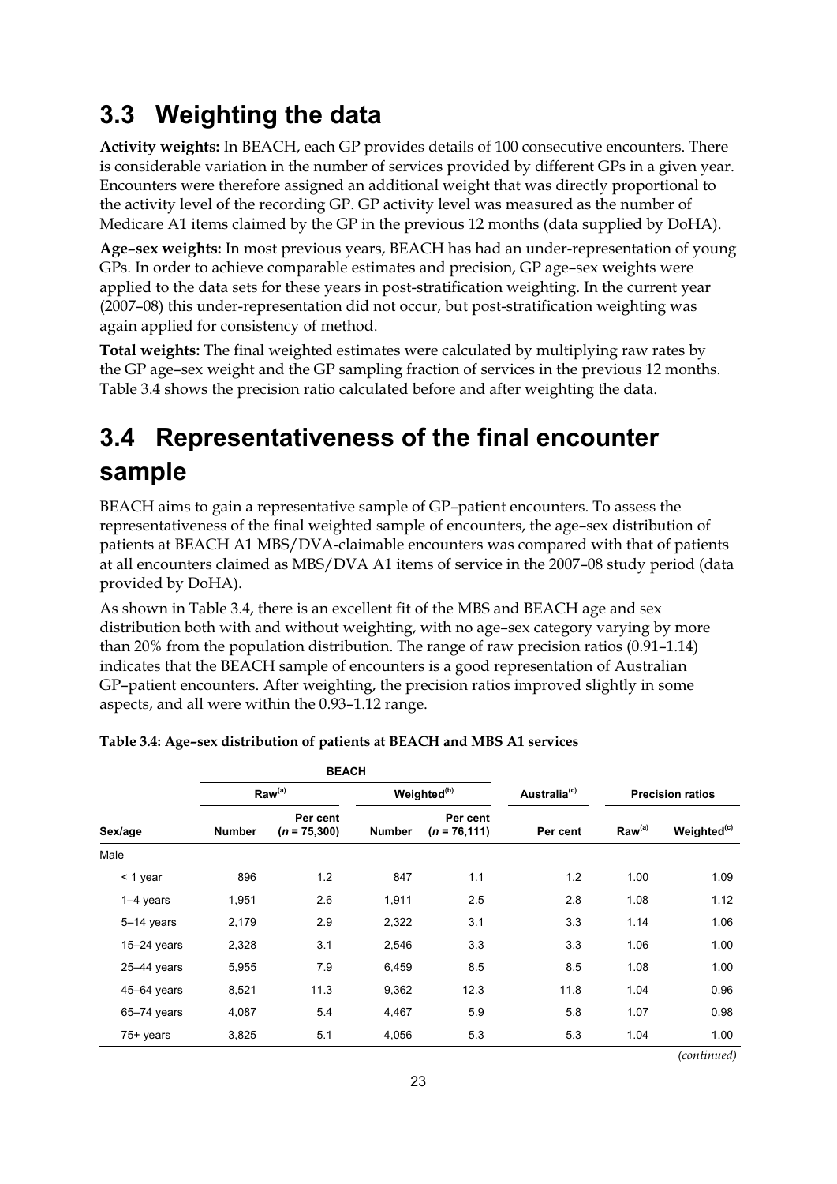## 3.3 Weighting the data

**Activity weights:** In BEACH, each GP provides details of 100 consecutive encounters. There is considerable variation in the number of services provided by different GPs in a given year. Encounters were therefore assigned an additional weight that was directly proportional to the activity level of the recording GP. GP activity level was measured as the number of Medicare A1 items claimed by the GP in the previous 12 months (data supplied by DoHA).

**Age–sex weights:** In most previous years, BEACH has had an under-representation of young GPs. In order to achieve comparable estimates and precision, GP age–sex weights were applied to the data sets for these years in post-stratification weighting. In the current year (2007–08) this under-representation did not occur, but post-stratification weighting was again applied for consistency of method.

**Total weights:** The final weighted estimates were calculated by multiplying raw rates by the GP age–sex weight and the GP sampling fraction of services in the previous 12 months. Table 3.4 shows the precision ratio calculated before and after weighting the data.

## 3.4 Representativeness of the final encounter sample

BEACH aims to gain a representative sample of GP–patient encounters. To assess the representativeness of the final weighted sample of encounters, the age–sex distribution of patients at BEACH A1 MBS/DVA-claimable encounters was compared with that of patients at all encounters claimed as MBS/DVA A1 items of service in the 2007–08 study period (data provided by DoHA).

As shown in Table 3.4, there is an excellent fit of the MBS and BEACH age and sex distribution both with and without weighting, with no age–sex category varying by more than 20% from the population distribution. The range of raw precision ratios (0.91–1.14) indicates that the BEACH sample of encounters is a good representation of Australian GP–patient encounters. After weighting, the precision ratios improved slightly in some aspects, and all were within the 0.93–1.12 range.

**Table 3.4: Age–sex distribution of patients at BEACH and MBS A1 services**

| | BEACH | | | | | | |
|---|---|---|---|---|---|---|---|
| | Raw[(a)] | | Weighted[(b)] | | Australia[(c)] | Precision ratios | |
| Sex/age | Number | Per cent (*n* = 75,300) | Number | Per cent (*n* = 76,111) | Per cent | Raw[(a)] | Weighted[(c)] |
| Male | | | | | | | |
| < 1 year | 896 | 1.2 | 847 | 1.1 | 1.2 | 1.00 | 1.09 |
| 1–4 years | 1,951 | 2.6 | 1,911 | 2.5 | 2.8 | 1.08 | 1.12 |
| 5–14 years | 2,179 | 2.9 | 2,322 | 3.1 | 3.3 | 1.14 | 1.06 |
| 15–24 years | 2,328 | 3.1 | 2,546 | 3.3 | 3.3 | 1.06 | 1.00 |
| 25–44 years | 5,955 | 7.9 | 6,459 | 8.5 | 8.5 | 1.08 | 1.00 |
| 45–64 years | 8,521 | 11.3 | 9,362 | 12.3 | 11.8 | 1.04 | 0.96 |
| 65–74 years | 4,087 | 5.4 | 4,467 | 5.9 | 5.8 | 1.07 | 0.98 |
| 75+ years | 3,825 | 5.1 | 4,056 | 5.3 | 5.3 | 1.04 | 1.00 |

*(continued)*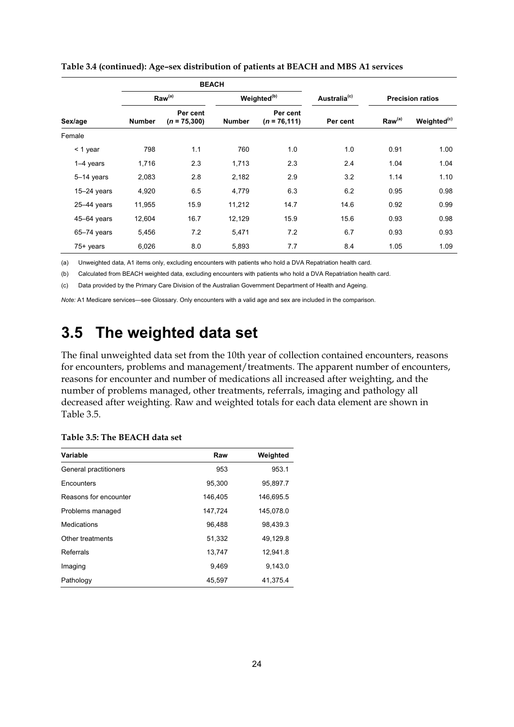**Table 3.4 (continued): Age–sex distribution of patients at BEACH and MBS A1 services**

| | BEACH | | | | | | |
|---|---|---|---|---|---|---|---|
| | Raw[(a)] | | Weighted[(b)] | | Australia[(c)] | Precision ratios | |
| Sex/age | Number | Per cent ($n$ = 75,300) | Number | Per cent ($n$ = 76,111) | Per cent | Raw[(a)] | Weighted[(c)] |
| Female | | | | | | | |
| < 1 year | 798 | 1.1 | 760 | 1.0 | 1.0 | 0.91 | 1.00 |
| 1–4 years | 1,716 | 2.3 | 1,713 | 2.3 | 2.4 | 1.04 | 1.04 |
| 5–14 years | 2,083 | 2.8 | 2,182 | 2.9 | 3.2 | 1.14 | 1.10 |
| 15–24 years | 4,920 | 6.5 | 4,779 | 6.3 | 6.2 | 0.95 | 0.98 |
| 25–44 years | 11,955 | 15.9 | 11,212 | 14.7 | 14.6 | 0.92 | 0.99 |
| 45–64 years | 12,604 | 16.7 | 12,129 | 15.9 | 15.6 | 0.93 | 0.98 |
| 65–74 years | 5,456 | 7.2 | 5,471 | 7.2 | 6.7 | 0.93 | 0.93 |
| 75+ years | 6,026 | 8.0 | 5,893 | 7.7 | 8.4 | 1.05 | 1.09 |

(a) Unweighted data, A1 items only, excluding encounters with patients who hold a DVA Repatriation health card.

(b) Calculated from BEACH weighted data, excluding encounters with patients who hold a DVA Repatriation health card.

(c) Data provided by the Primary Care Division of the Australian Government Department of Health and Ageing.

*Note:* A1 Medicare services—see Glossary. Only encounters with a valid age and sex are included in the comparison.

## 3.5 The weighted data set

The final unweighted data set from the 10th year of collection contained encounters, reasons for encounters, problems and management/treatments. The apparent number of encounters, reasons for encounter and number of medications all increased after weighting, and the number of problems managed, other treatments, referrals, imaging and pathology all decreased after weighting. Raw and weighted totals for each data element are shown in Table 3.5.

**Table 3.5: The BEACH data set**

| Variable | Raw | Weighted |
|---|---|---|
| General practitioners | 953 | 953.1 |
| Encounters | 95,300 | 95,897.7 |
| Reasons for encounter | 146,405 | 146,695.5 |
| Problems managed | 147,724 | 145,078.0 |
| Medications | 96,488 | 98,439.3 |
| Other treatments | 51,332 | 49,129.8 |
| Referrals | 13,747 | 12,941.8 |
| Imaging | 9,469 | 9,143.0 |
| Pathology | 45,597 | 41,375.4 |